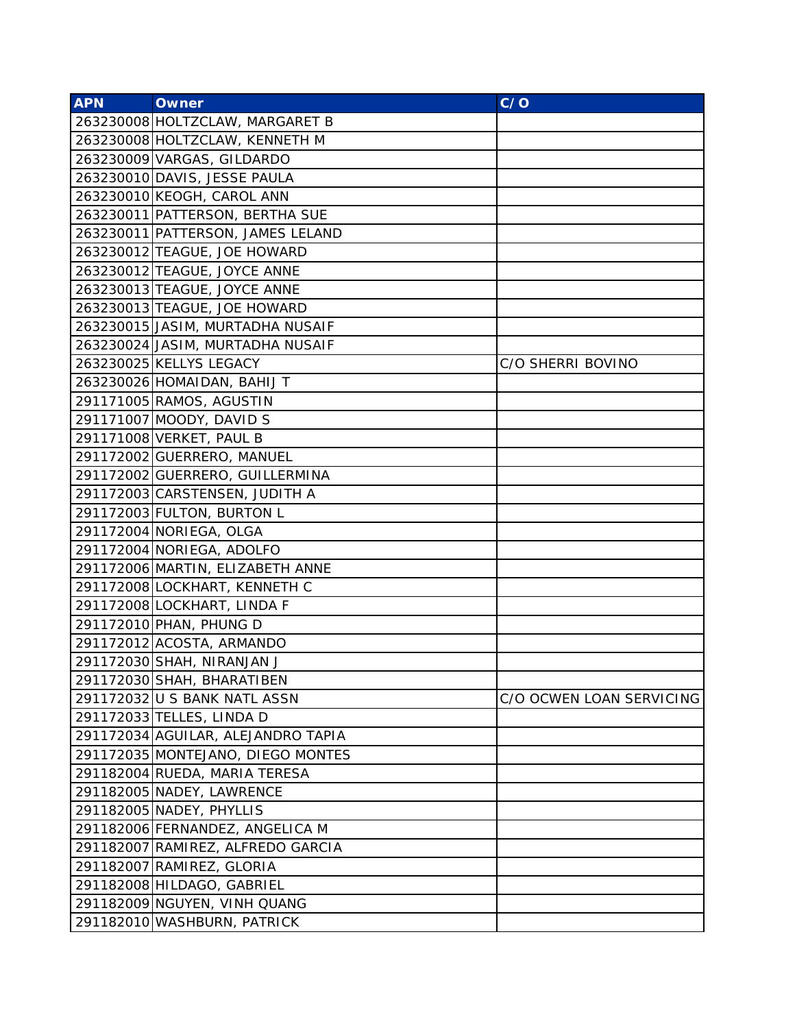| APN | Owner | C/O |
|---|---|---|
| 263230008 | HOLTZCLAW, MARGARET B | |
| 263230008 | HOLTZCLAW, KENNETH M | |
| 263230009 | VARGAS, GILDARDO | |
| 263230010 | DAVIS, JESSE PAULA | |
| 263230010 | KEOGH, CAROL ANN | |
| 263230011 | PATTERSON, BERTHA SUE | |
| 263230011 | PATTERSON, JAMES LELAND | |
| 263230012 | TEAGUE, JOE HOWARD | |
| 263230012 | TEAGUE, JOYCE ANNE | |
| 263230013 | TEAGUE, JOYCE ANNE | |
| 263230013 | TEAGUE, JOE HOWARD | |
| 263230015 | JASIM, MURTADHA NUSAIF | |
| 263230024 | JASIM, MURTADHA NUSAIF | |
| 263230025 | KELLYS LEGACY | C/O SHERRI BOVINO |
| 263230026 | HOMAIDAN, BAHIJ T | |
| 291171005 | RAMOS, AGUSTIN | |
| 291171007 | MOODY, DAVID S | |
| 291171008 | VERKET, PAUL B | |
| 291172002 | GUERRERO, MANUEL | |
| 291172002 | GUERRERO, GUILLERMINA | |
| 291172003 | CARSTENSEN, JUDITH A | |
| 291172003 | FULTON, BURTON L | |
| 291172004 | NORIEGA, OLGA | |
| 291172004 | NORIEGA, ADOLFO | |
| 291172006 | MARTIN, ELIZABETH ANNE | |
| 291172008 | LOCKHART, KENNETH C | |
| 291172008 | LOCKHART, LINDA F | |
| 291172010 | PHAN, PHUNG D | |
| 291172012 | ACOSTA, ARMANDO | |
| 291172030 | SHAH, NIRANJAN J | |
| 291172030 | SHAH, BHARATIBEN | |
| 291172032 | U S BANK NATL ASSN | C/O OCWEN LOAN SERVICING |
| 291172033 | TELLES, LINDA D | |
| 291172034 | AGUILAR, ALEJANDRO TAPIA | |
| 291172035 | MONTEJANO, DIEGO MONTES | |
| 291182004 | RUEDA, MARIA TERESA | |
| 291182005 | NADEY, LAWRENCE | |
| 291182005 | NADEY, PHYLLIS | |
| 291182006 | FERNANDEZ, ANGELICA M | |
| 291182007 | RAMIREZ, ALFREDO GARCIA | |
| 291182007 | RAMIREZ, GLORIA | |
| 291182008 | HILDAGO, GABRIEL | |
| 291182009 | NGUYEN, VINH QUANG | |
| 291182010 | WASHBURN, PATRICK | |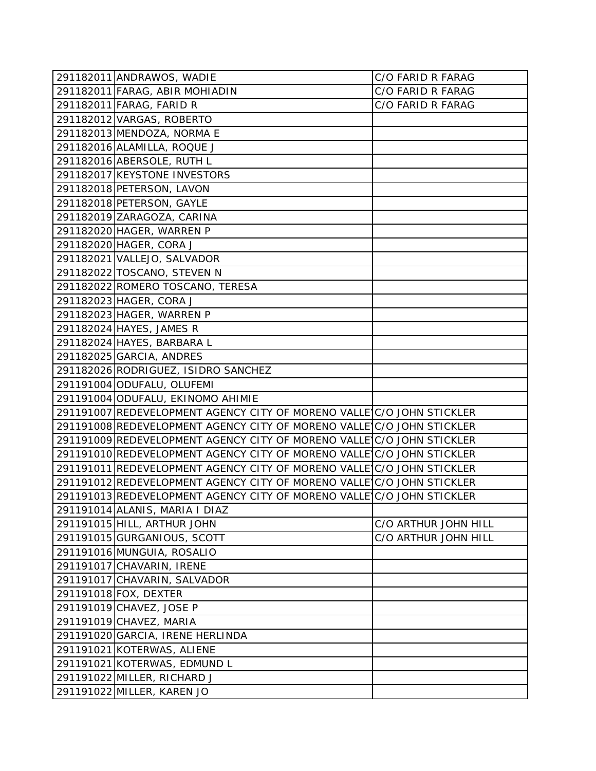| | | |
|---|---|---|
| 291182011 | ANDRAWOS, WADIE | C/O FARID R FARAG |
| 291182011 | FARAG, ABIR MOHIADIN | C/O FARID R FARAG |
| 291182011 | FARAG, FARID R | C/O FARID R FARAG |
| 291182012 | VARGAS, ROBERTO | |
| 291182013 | MENDOZA, NORMA E | |
| 291182016 | ALAMILLA, ROQUE J | |
| 291182016 | ABERSOLE, RUTH L | |
| 291182017 | KEYSTONE INVESTORS | |
| 291182018 | PETERSON, LAVON | |
| 291182018 | PETERSON, GAYLE | |
| 291182019 | ZARAGOZA, CARINA | |
| 291182020 | HAGER, WARREN P | |
| 291182020 | HAGER, CORA J | |
| 291182021 | VALLEJO, SALVADOR | |
| 291182022 | TOSCANO, STEVEN N | |
| 291182022 | ROMERO TOSCANO, TERESA | |
| 291182023 | HAGER, CORA J | |
| 291182023 | HAGER, WARREN P | |
| 291182024 | HAYES, JAMES R | |
| 291182024 | HAYES, BARBARA L | |
| 291182025 | GARCIA, ANDRES | |
| 291182026 | RODRIGUEZ, ISIDRO SANCHEZ | |
| 291191004 | ODUFALU, OLUFEMI | |
| 291191004 | ODUFALU, EKINOMO AHIMIE | |
| 291191007 | REDEVELOPMENT AGENCY CITY OF MORENO VALLE | C/O JOHN STICKLER |
| 291191008 | REDEVELOPMENT AGENCY CITY OF MORENO VALLE | C/O JOHN STICKLER |
| 291191009 | REDEVELOPMENT AGENCY CITY OF MORENO VALLE | C/O JOHN STICKLER |
| 291191010 | REDEVELOPMENT AGENCY CITY OF MORENO VALLE | C/O JOHN STICKLER |
| 291191011 | REDEVELOPMENT AGENCY CITY OF MORENO VALLE | C/O JOHN STICKLER |
| 291191012 | REDEVELOPMENT AGENCY CITY OF MORENO VALLE | C/O JOHN STICKLER |
| 291191013 | REDEVELOPMENT AGENCY CITY OF MORENO VALLE | C/O JOHN STICKLER |
| 291191014 | ALANIS, MARIA I DIAZ | |
| 291191015 | HILL, ARTHUR JOHN | C/O ARTHUR JOHN HILL |
| 291191015 | GURGANIOUS, SCOTT | C/O ARTHUR JOHN HILL |
| 291191016 | MUNGUIA, ROSALIO | |
| 291191017 | CHAVARIN, IRENE | |
| 291191017 | CHAVARIN, SALVADOR | |
| 291191018 | FOX, DEXTER | |
| 291191019 | CHAVEZ, JOSE P | |
| 291191019 | CHAVEZ, MARIA | |
| 291191020 | GARCIA, IRENE HERLINDA | |
| 291191021 | KOTERWAS, ALIENE | |
| 291191021 | KOTERWAS, EDMUND L | |
| 291191022 | MILLER, RICHARD J | |
| 291191022 | MILLER, KAREN JO | |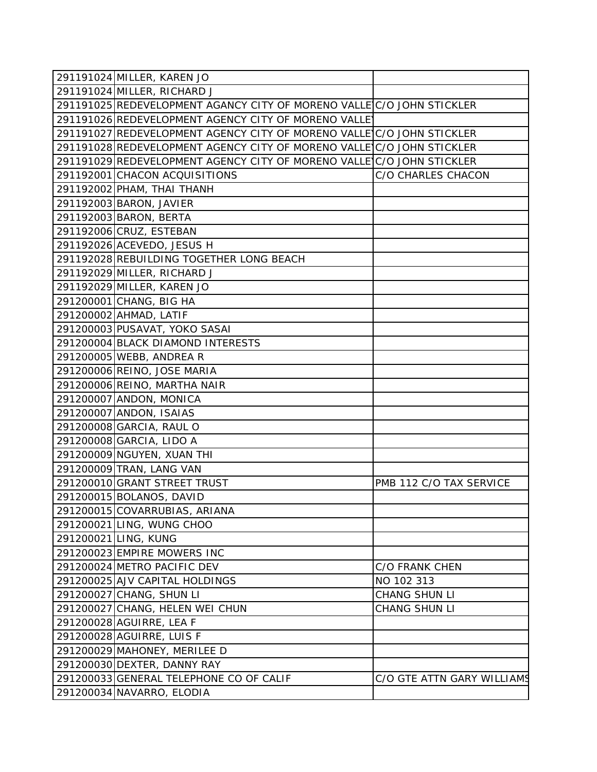| | | |
|---|---|---|
| 291191024 | MILLER, KAREN JO | |
| 291191024 | MILLER, RICHARD J | |
| 291191025 | REDEVELOPMENT AGANCY CITY OF MORENO VALLEY | C/O JOHN STICKLER |
| 291191026 | REDEVELOPMENT AGANCY CITY OF MORENO VALLEY | |
| 291191027 | REDEVELOPMENT AGANCY CITY OF MORENO VALLEY | C/O JOHN STICKLER |
| 291191028 | REDEVELOPMENT AGANCY CITY OF MORENO VALLEY | C/O JOHN STICKLER |
| 291191029 | REDEVELOPMENT AGANCY CITY OF MORENO VALLEY | C/O JOHN STICKLER |
| 291192001 | CHACON ACQUISITIONS | C/O CHARLES CHACON |
| 291192002 | PHAM, THAI THANH | |
| 291192003 | BARON, JAVIER | |
| 291192003 | BARON, BERTA | |
| 291192006 | CRUZ, ESTEBAN | |
| 291192026 | ACEVEDO, JESUS H | |
| 291192028 | REBUILDING TOGETHER LONG BEACH | |
| 291192029 | MILLER, RICHARD J | |
| 291192029 | MILLER, KAREN JO | |
| 291200001 | CHANG, BIG HA | |
| 291200002 | AHMAD, LATIF | |
| 291200003 | PUSAVAT, YOKO SASAI | |
| 291200004 | BLACK DIAMOND INTERESTS | |
| 291200005 | WEBB, ANDREA R | |
| 291200006 | REINO, JOSE MARIA | |
| 291200006 | REINO, MARTHA NAIR | |
| 291200007 | ANDON, MONICA | |
| 291200007 | ANDON, ISAIAS | |
| 291200008 | GARCIA, RAUL O | |
| 291200008 | GARCIA, LIDO A | |
| 291200009 | NGUYEN, XUAN THI | |
| 291200009 | TRAN, LANG VAN | |
| 291200010 | GRANT STREET TRUST | PMB 112 C/O TAX SERVICE |
| 291200015 | BOLANOS, DAVID | |
| 291200015 | COVARRUBIAS, ARIANA | |
| 291200021 | LING, WUNG CHOO | |
| 291200021 | LING, KUNG | |
| 291200023 | EMPIRE MOWERS INC | |
| 291200024 | METRO PACIFIC DEV | C/O FRANK CHEN |
| 291200025 | AJV CAPITAL HOLDINGS | NO 102 313 |
| 291200027 | CHANG, SHUN LI | CHANG SHUN LI |
| 291200027 | CHANG, HELEN WEI CHUN | CHANG SHUN LI |
| 291200028 | AGUIRRE, LEA F | |
| 291200028 | AGUIRRE, LUIS F | |
| 291200029 | MAHONEY, MERILEE D | |
| 291200030 | DEXTER, DANNY RAY | |
| 291200033 | GENERAL TELEPHONE CO OF CALIF | C/O GTE ATTN GARY WILLIAMS |
| 291200034 | NAVARRO, ELODIA | |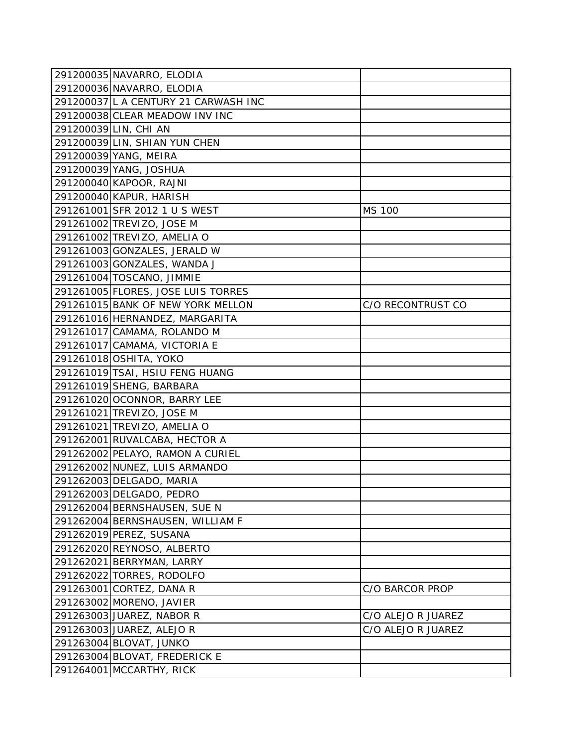| | | |
|---|---|---|
| 291200035 | NAVARRO, ELODIA | |
| 291200036 | NAVARRO, ELODIA | |
| 291200037 | L A CENTURY 21 CARWASH INC | |
| 291200038 | CLEAR MEADOW INV INC | |
| 291200039 | LIN, CHI AN | |
| 291200039 | LIN, SHIAN YUN CHEN | |
| 291200039 | YANG, MEIRA | |
| 291200039 | YANG, JOSHUA | |
| 291200040 | KAPOOR, RAJNI | |
| 291200040 | KAPUR, HARISH | |
| 291261001 | SFR 2012 1 U S WEST | MS 100 |
| 291261002 | TREVIZO, JOSE M | |
| 291261002 | TREVIZO, AMELIA O | |
| 291261003 | GONZALES, JERALD W | |
| 291261003 | GONZALES, WANDA J | |
| 291261004 | TOSCANO, JIMMIE | |
| 291261005 | FLORES, JOSE LUIS TORRES | |
| 291261015 | BANK OF NEW YORK MELLON | C/O RECONTRUST CO |
| 291261016 | HERNANDEZ, MARGARITA | |
| 291261017 | CAMAMA, ROLANDO M | |
| 291261017 | CAMAMA, VICTORIA E | |
| 291261018 | OSHITA, YOKO | |
| 291261019 | TSAI, HSIU FENG HUANG | |
| 291261019 | SHENG, BARBARA | |
| 291261020 | OCONNOR, BARRY LEE | |
| 291261021 | TREVIZO, JOSE M | |
| 291261021 | TREVIZO, AMELIA O | |
| 291262001 | RUVALCABA, HECTOR A | |
| 291262002 | PELAYO, RAMON A CURIEL | |
| 291262002 | NUNEZ, LUIS ARMANDO | |
| 291262003 | DELGADO, MARIA | |
| 291262003 | DELGADO, PEDRO | |
| 291262004 | BERNSHAUSEN, SUE N | |
| 291262004 | BERNSHAUSEN, WILLIAM F | |
| 291262019 | PEREZ, SUSANA | |
| 291262020 | REYNOSO, ALBERTO | |
| 291262021 | BERRYMAN, LARRY | |
| 291262022 | TORRES, RODOLFO | |
| 291263001 | CORTEZ, DANA R | C/O BARCOR PROP |
| 291263002 | MORENO, JAVIER | |
| 291263003 | JUAREZ, NABOR R | C/O ALEJO R JUAREZ |
| 291263003 | JUAREZ, ALEJO R | C/O ALEJO R JUAREZ |
| 291263004 | BLOVAT, JUNKO | |
| 291263004 | BLOVAT, FREDERICK E | |
| 291264001 | MCCARTHY, RICK | |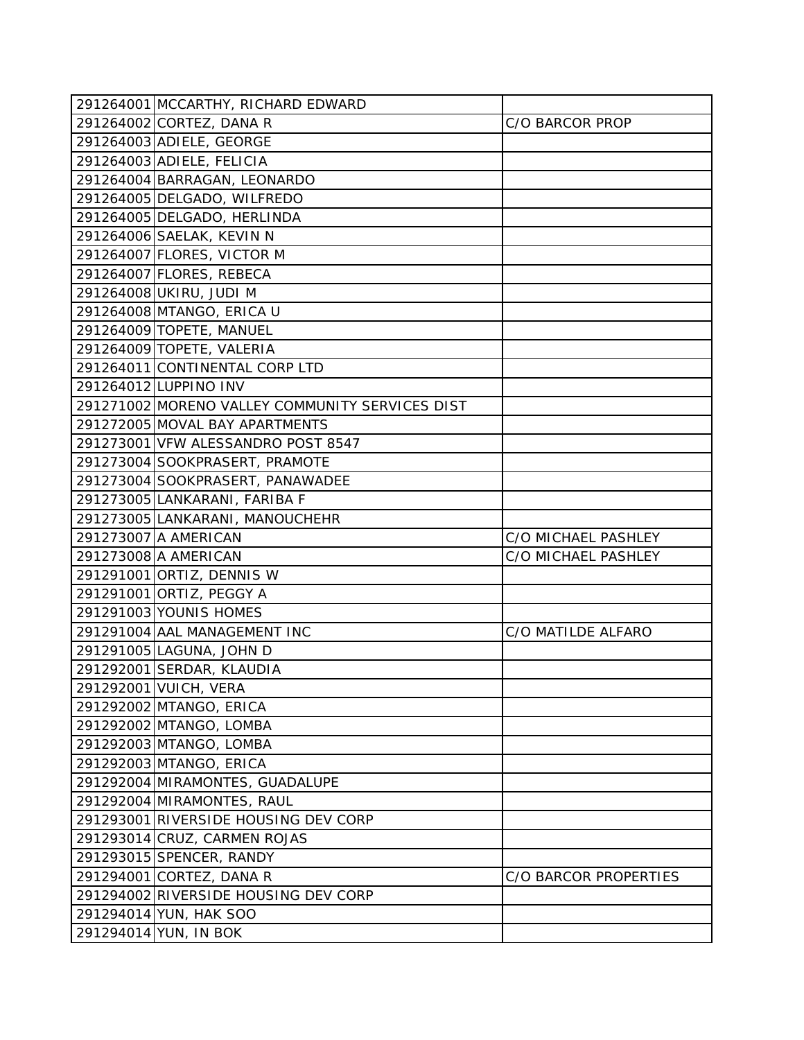| | | |
|---|---|---|
| 291264001 | MCCARTHY, RICHARD EDWARD | |
| 291264002 | CORTEZ, DANA R | C/O BARCOR PROP |
| 291264003 | ADIELE, GEORGE | |
| 291264003 | ADIELE, FELICIA | |
| 291264004 | BARRAGAN, LEONARDO | |
| 291264005 | DELGADO, WILFREDO | |
| 291264005 | DELGADO, HERLINDA | |
| 291264006 | SAELAK, KEVIN N | |
| 291264007 | FLORES, VICTOR M | |
| 291264007 | FLORES, REBECA | |
| 291264008 | UKIRU, JUDI M | |
| 291264008 | MTANGO, ERICA U | |
| 291264009 | TOPETE, MANUEL | |
| 291264009 | TOPETE, VALERIA | |
| 291264011 | CONTINENTAL CORP LTD | |
| 291264012 | LUPPINO INV | |
| 291271002 | MORENO VALLEY COMMUNITY SERVICES DIST | |
| 291272005 | MOVAL BAY APARTMENTS | |
| 291273001 | VFW ALESSANDRO POST 8547 | |
| 291273004 | SOOKPRASERT, PRAMOTE | |
| 291273004 | SOOKPRASERT, PANAWADEE | |
| 291273005 | LANKARANI, FARIBA F | |
| 291273005 | LANKARANI, MANOUCHEHR | |
| 291273007 | A AMERICAN | C/O MICHAEL PASHLEY |
| 291273008 | A AMERICAN | C/O MICHAEL PASHLEY |
| 291291001 | ORTIZ, DENNIS W | |
| 291291001 | ORTIZ, PEGGY A | |
| 291291003 | YOUNIS HOMES | |
| 291291004 | AAL MANAGEMENT INC | C/O MATILDE ALFARO |
| 291291005 | LAGUNA, JOHN D | |
| 291292001 | SERDAR, KLAUDIA | |
| 291292001 | VUICH, VERA | |
| 291292002 | MTANGO, ERICA | |
| 291292002 | MTANGO, LOMBA | |
| 291292003 | MTANGO, LOMBA | |
| 291292003 | MTANGO, ERICA | |
| 291292004 | MIRAMONTES, GUADALUPE | |
| 291292004 | MIRAMONTES, RAUL | |
| 291293001 | RIVERSIDE HOUSING DEV CORP | |
| 291293014 | CRUZ, CARMEN ROJAS | |
| 291293015 | SPENCER, RANDY | |
| 291294001 | CORTEZ, DANA R | C/O BARCOR PROPERTIES |
| 291294002 | RIVERSIDE HOUSING DEV CORP | |
| 291294014 | YUN, HAK SOO | |
| 291294014 | YUN, IN BOK | |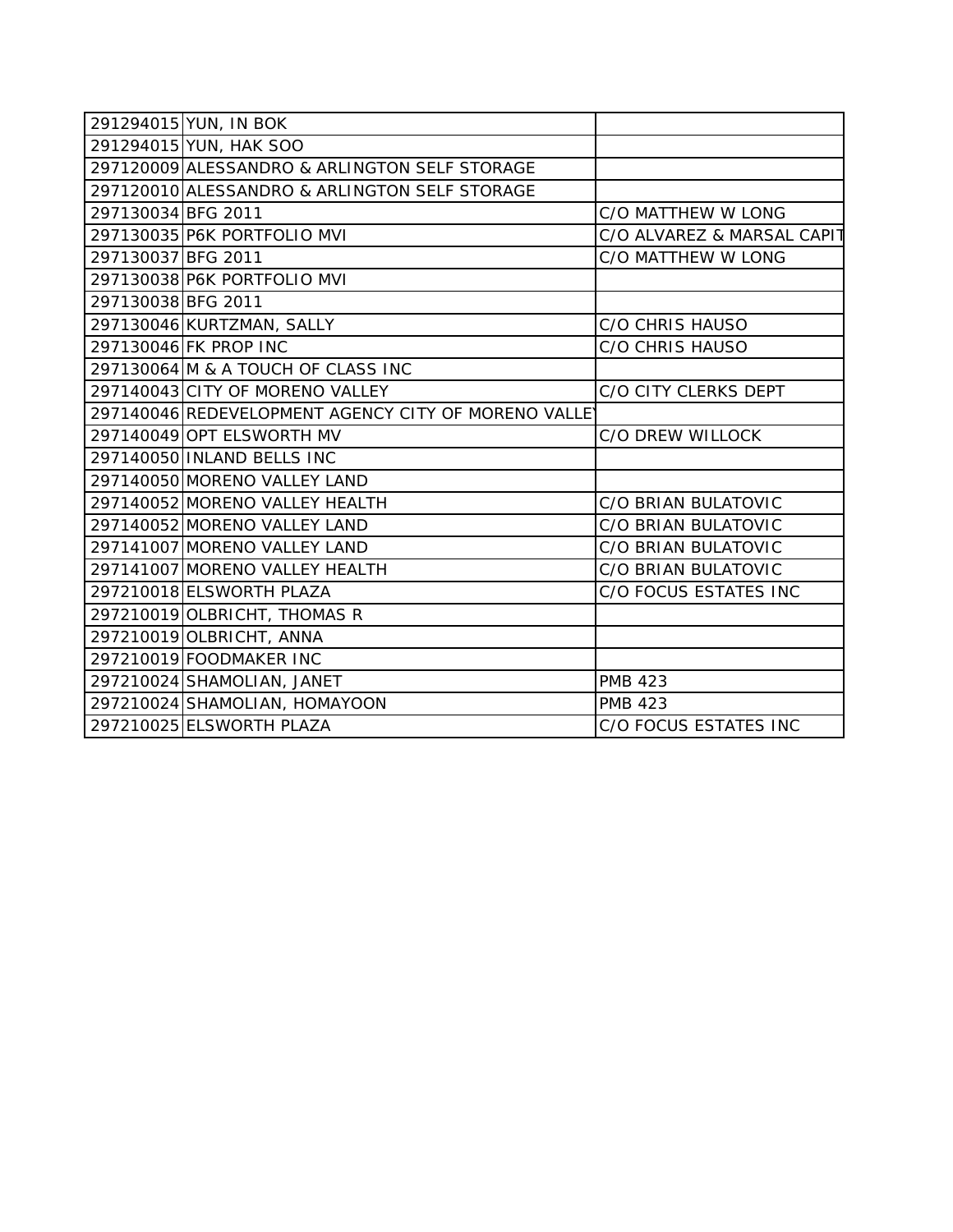| | | |
|---|---|---|
| 291294015 | YUN, IN BOK | |
| 291294015 | YUN, HAK SOO | |
| 297120009 | ALESSANDRO & ARLINGTON SELF STORAGE | |
| 297120010 | ALESSANDRO & ARLINGTON SELF STORAGE | |
| 297130034 | BFG 2011 | C/O MATTHEW W LONG |
| 297130035 | P6K PORTFOLIO MVI | C/O ALVAREZ & MARSAL CAPIT |
| 297130037 | BFG 2011 | C/O MATTHEW W LONG |
| 297130038 | P6K PORTFOLIO MVI | |
| 297130038 | BFG 2011 | |
| 297130046 | KURTZMAN, SALLY | C/O CHRIS HAUSO |
| 297130046 | FK PROP INC | C/O CHRIS HAUSO |
| 297130064 | M & A TOUCH OF CLASS INC | |
| 297140043 | CITY OF MORENO VALLEY | C/O CITY CLERKS DEPT |
| 297140046 | REDEVELOPMENT AGENCY CITY OF MORENO VALLEY | |
| 297140049 | OPT ELSWORTH MV | C/O DREW WILLOCK |
| 297140050 | INLAND BELLS INC | |
| 297140050 | MORENO VALLEY LAND | |
| 297140052 | MORENO VALLEY HEALTH | C/O BRIAN BULATOVIC |
| 297140052 | MORENO VALLEY LAND | C/O BRIAN BULATOVIC |
| 297141007 | MORENO VALLEY LAND | C/O BRIAN BULATOVIC |
| 297141007 | MORENO VALLEY HEALTH | C/O BRIAN BULATOVIC |
| 297210018 | ELSWORTH PLAZA | C/O FOCUS ESTATES INC |
| 297210019 | OLBRICHT, THOMAS R | |
| 297210019 | OLBRICHT, ANNA | |
| 297210019 | FOODMAKER INC | |
| 297210024 | SHAMOLIAN, JANET | PMB 423 |
| 297210024 | SHAMOLIAN, HOMAYOON | PMB 423 |
| 297210025 | ELSWORTH PLAZA | C/O FOCUS ESTATES INC |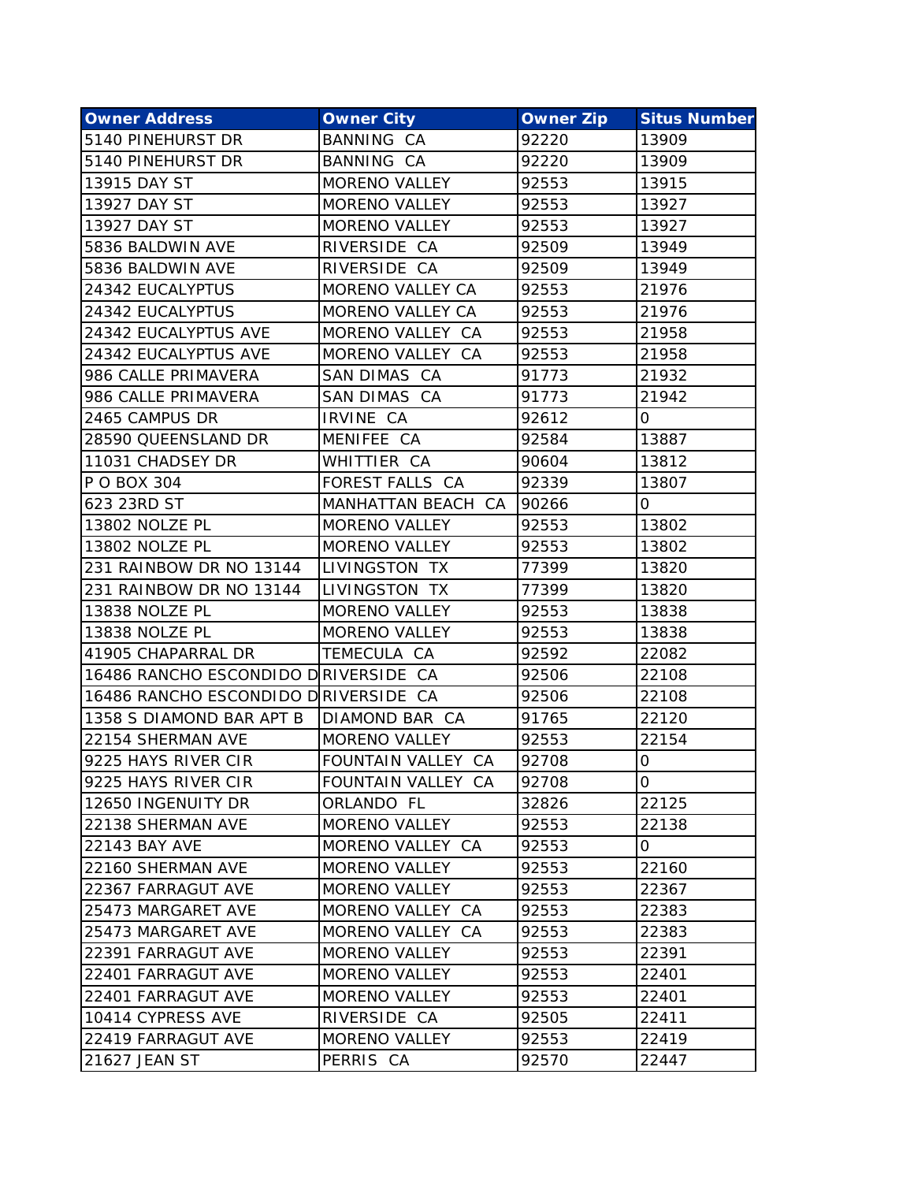| Owner Address | Owner City | Owner Zip | Situs Number |
|---|---|---|---|
| 5140 PINEHURST DR | BANNING CA | 92220 | 13909 |
| 5140 PINEHURST DR | BANNING CA | 92220 | 13909 |
| 13915 DAY ST | MORENO VALLEY | 92553 | 13915 |
| 13927 DAY ST | MORENO VALLEY | 92553 | 13927 |
| 13927 DAY ST | MORENO VALLEY | 92553 | 13927 |
| 5836 BALDWIN AVE | RIVERSIDE CA | 92509 | 13949 |
| 5836 BALDWIN AVE | RIVERSIDE CA | 92509 | 13949 |
| 24342 EUCALYPTUS | MORENO VALLEY CA | 92553 | 21976 |
| 24342 EUCALYPTUS | MORENO VALLEY CA | 92553 | 21976 |
| 24342 EUCALYPTUS AVE | MORENO VALLEY CA | 92553 | 21958 |
| 24342 EUCALYPTUS AVE | MORENO VALLEY CA | 92553 | 21958 |
| 986 CALLE PRIMAVERA | SAN DIMAS CA | 91773 | 21932 |
| 986 CALLE PRIMAVERA | SAN DIMAS CA | 91773 | 21942 |
| 2465 CAMPUS DR | IRVINE CA | 92612 | 0 |
| 28590 QUEENSLAND DR | MENIFEE CA | 92584 | 13887 |
| 11031 CHADSEY DR | WHITTIER CA | 90604 | 13812 |
| P O BOX 304 | FOREST FALLS CA | 92339 | 13807 |
| 623 23RD ST | MANHATTAN BEACH CA | 90266 | 0 |
| 13802 NOLZE PL | MORENO VALLEY | 92553 | 13802 |
| 13802 NOLZE PL | MORENO VALLEY | 92553 | 13802 |
| 231 RAINBOW DR NO 13144 | LIVINGSTON TX | 77399 | 13820 |
| 231 RAINBOW DR NO 13144 | LIVINGSTON TX | 77399 | 13820 |
| 13838 NOLZE PL | MORENO VALLEY | 92553 | 13838 |
| 13838 NOLZE PL | MORENO VALLEY | 92553 | 13838 |
| 41905 CHAPARRAL DR | TEMECULA CA | 92592 | 22082 |
| 16486 RANCHO ESCONDIDO D | RIVERSIDE CA | 92506 | 22108 |
| 16486 RANCHO ESCONDIDO D | RIVERSIDE CA | 92506 | 22108 |
| 1358 S DIAMOND BAR APT B | DIAMOND BAR CA | 91765 | 22120 |
| 22154 SHERMAN AVE | MORENO VALLEY | 92553 | 22154 |
| 9225 HAYS RIVER CIR | FOUNTAIN VALLEY CA | 92708 | 0 |
| 9225 HAYS RIVER CIR | FOUNTAIN VALLEY CA | 92708 | 0 |
| 12650 INGENUITY DR | ORLANDO FL | 32826 | 22125 |
| 22138 SHERMAN AVE | MORENO VALLEY | 92553 | 22138 |
| 22143 BAY AVE | MORENO VALLEY CA | 92553 | 0 |
| 22160 SHERMAN AVE | MORENO VALLEY | 92553 | 22160 |
| 22367 FARRAGUT AVE | MORENO VALLEY | 92553 | 22367 |
| 25473 MARGARET AVE | MORENO VALLEY CA | 92553 | 22383 |
| 25473 MARGARET AVE | MORENO VALLEY CA | 92553 | 22383 |
| 22391 FARRAGUT AVE | MORENO VALLEY | 92553 | 22391 |
| 22401 FARRAGUT AVE | MORENO VALLEY | 92553 | 22401 |
| 22401 FARRAGUT AVE | MORENO VALLEY | 92553 | 22401 |
| 10414 CYPRESS AVE | RIVERSIDE CA | 92505 | 22411 |
| 22419 FARRAGUT AVE | MORENO VALLEY | 92553 | 22419 |
| 21627 JEAN ST | PERRIS CA | 92570 | 22447 |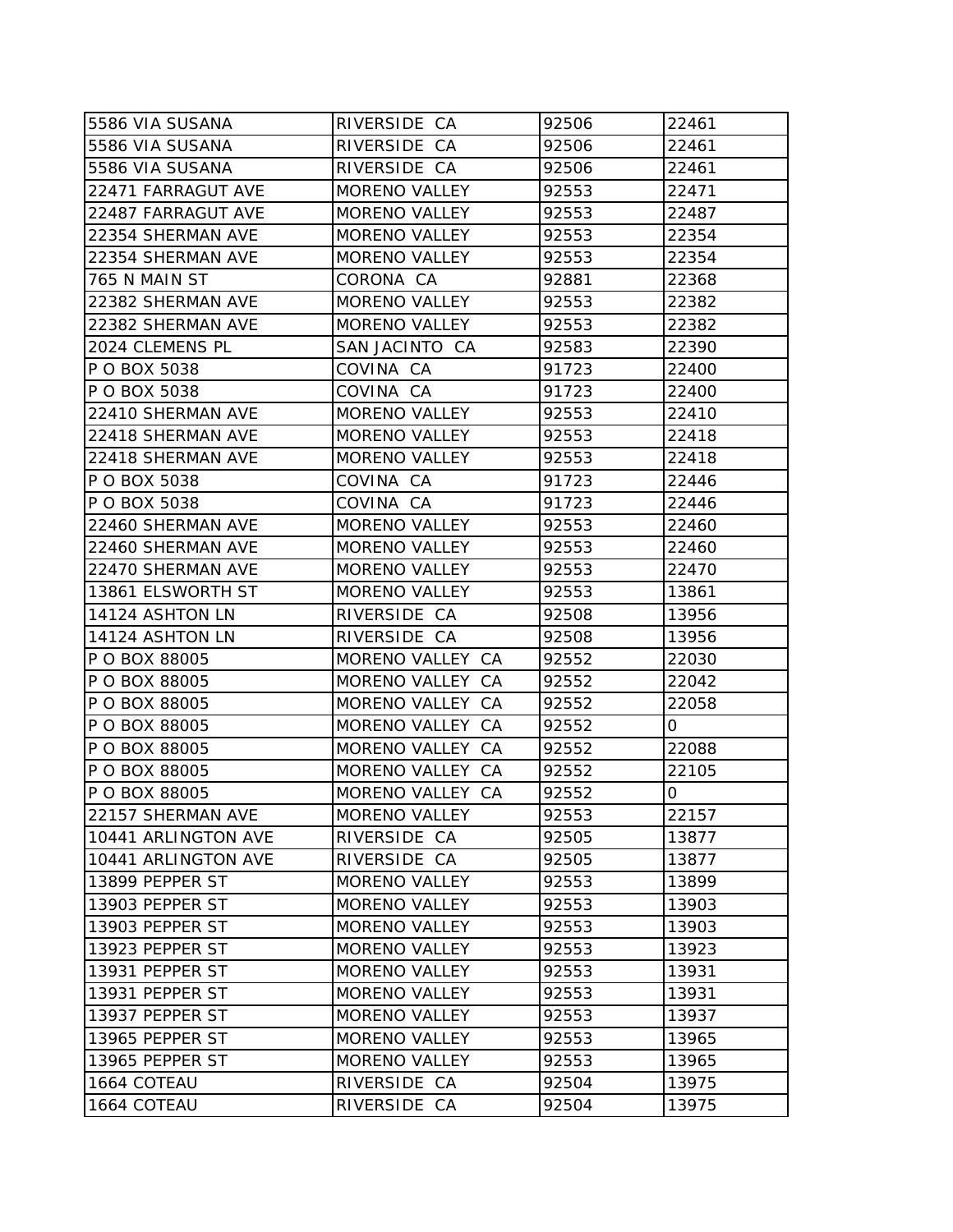| | | | |
|---|---|---|---|
| 5586 VIA SUSANA | RIVERSIDE CA | 92506 | 22461 |
| 5586 VIA SUSANA | RIVERSIDE CA | 92506 | 22461 |
| 5586 VIA SUSANA | RIVERSIDE CA | 92506 | 22461 |
| 22471 FARRAGUT AVE | MORENO VALLEY | 92553 | 22471 |
| 22487 FARRAGUT AVE | MORENO VALLEY | 92553 | 22487 |
| 22354 SHERMAN AVE | MORENO VALLEY | 92553 | 22354 |
| 22354 SHERMAN AVE | MORENO VALLEY | 92553 | 22354 |
| 765 N MAIN ST | CORONA CA | 92881 | 22368 |
| 22382 SHERMAN AVE | MORENO VALLEY | 92553 | 22382 |
| 22382 SHERMAN AVE | MORENO VALLEY | 92553 | 22382 |
| 2024 CLEMENS PL | SAN JACINTO CA | 92583 | 22390 |
| P O BOX 5038 | COVINA CA | 91723 | 22400 |
| P O BOX 5038 | COVINA CA | 91723 | 22400 |
| 22410 SHERMAN AVE | MORENO VALLEY | 92553 | 22410 |
| 22418 SHERMAN AVE | MORENO VALLEY | 92553 | 22418 |
| 22418 SHERMAN AVE | MORENO VALLEY | 92553 | 22418 |
| P O BOX 5038 | COVINA CA | 91723 | 22446 |
| P O BOX 5038 | COVINA CA | 91723 | 22446 |
| 22460 SHERMAN AVE | MORENO VALLEY | 92553 | 22460 |
| 22460 SHERMAN AVE | MORENO VALLEY | 92553 | 22460 |
| 22470 SHERMAN AVE | MORENO VALLEY | 92553 | 22470 |
| 13861 ELSWORTH ST | MORENO VALLEY | 92553 | 13861 |
| 14124 ASHTON LN | RIVERSIDE CA | 92508 | 13956 |
| 14124 ASHTON LN | RIVERSIDE CA | 92508 | 13956 |
| P O BOX 88005 | MORENO VALLEY CA | 92552 | 22030 |
| P O BOX 88005 | MORENO VALLEY CA | 92552 | 22042 |
| P O BOX 88005 | MORENO VALLEY CA | 92552 | 22058 |
| P O BOX 88005 | MORENO VALLEY CA | 92552 | 0 |
| P O BOX 88005 | MORENO VALLEY CA | 92552 | 22088 |
| P O BOX 88005 | MORENO VALLEY CA | 92552 | 22105 |
| P O BOX 88005 | MORENO VALLEY CA | 92552 | 0 |
| 22157 SHERMAN AVE | MORENO VALLEY | 92553 | 22157 |
| 10441 ARLINGTON AVE | RIVERSIDE CA | 92505 | 13877 |
| 10441 ARLINGTON AVE | RIVERSIDE CA | 92505 | 13877 |
| 13899 PEPPER ST | MORENO VALLEY | 92553 | 13899 |
| 13903 PEPPER ST | MORENO VALLEY | 92553 | 13903 |
| 13903 PEPPER ST | MORENO VALLEY | 92553 | 13903 |
| 13923 PEPPER ST | MORENO VALLEY | 92553 | 13923 |
| 13931 PEPPER ST | MORENO VALLEY | 92553 | 13931 |
| 13931 PEPPER ST | MORENO VALLEY | 92553 | 13931 |
| 13937 PEPPER ST | MORENO VALLEY | 92553 | 13937 |
| 13965 PEPPER ST | MORENO VALLEY | 92553 | 13965 |
| 13965 PEPPER ST | MORENO VALLEY | 92553 | 13965 |
| 1664 COTEAU | RIVERSIDE CA | 92504 | 13975 |
| 1664 COTEAU | RIVERSIDE CA | 92504 | 13975 |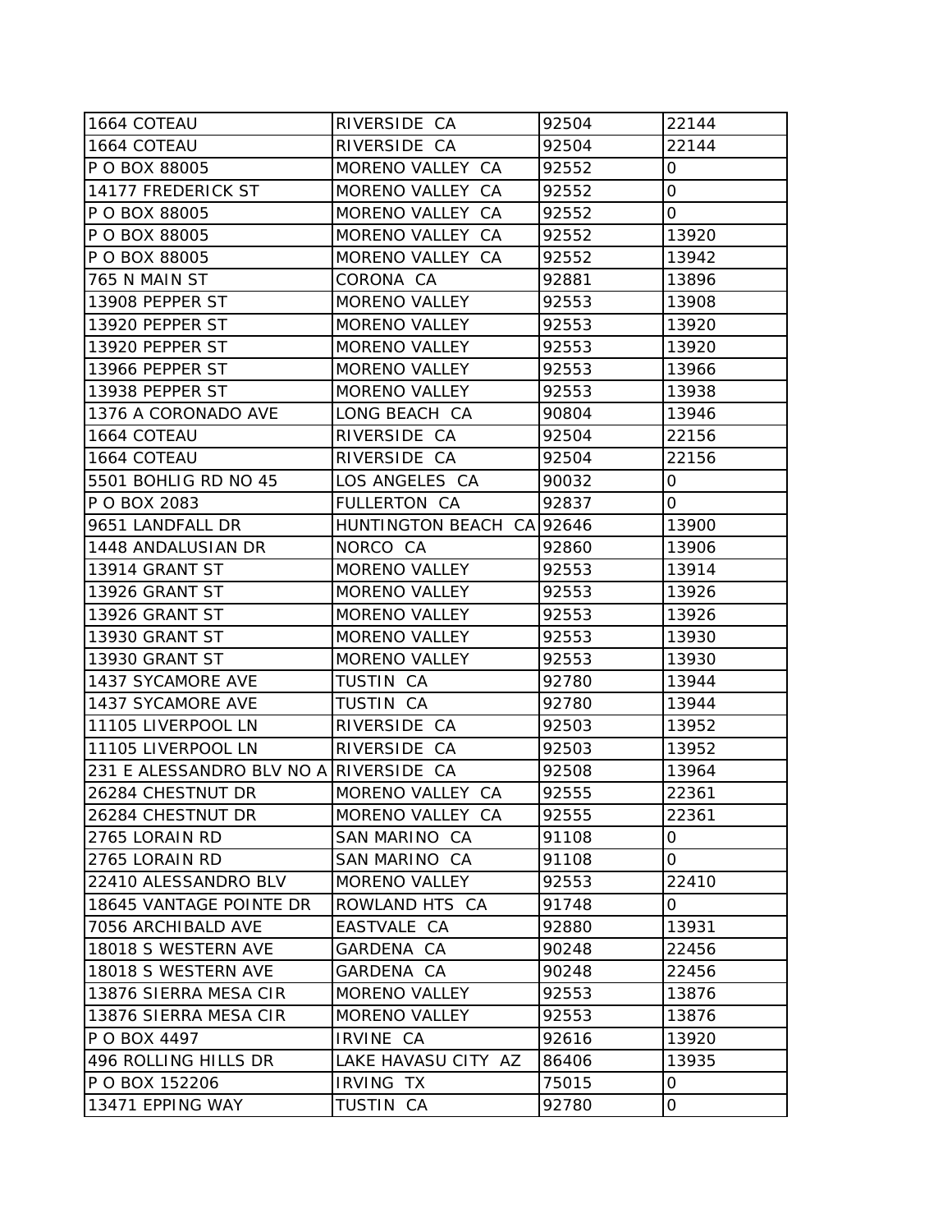| | | | |
|---|---|---|---|
| 1664 COTEAU | RIVERSIDE CA | 92504 | 22144 |
| 1664 COTEAU | RIVERSIDE CA | 92504 | 22144 |
| P O BOX 88005 | MORENO VALLEY CA | 92552 | 0 |
| 14177 FREDERICK ST | MORENO VALLEY CA | 92552 | 0 |
| P O BOX 88005 | MORENO VALLEY CA | 92552 | 0 |
| P O BOX 88005 | MORENO VALLEY CA | 92552 | 13920 |
| P O BOX 88005 | MORENO VALLEY CA | 92552 | 13942 |
| 765 N MAIN ST | CORONA CA | 92881 | 13896 |
| 13908 PEPPER ST | MORENO VALLEY | 92553 | 13908 |
| 13920 PEPPER ST | MORENO VALLEY | 92553 | 13920 |
| 13920 PEPPER ST | MORENO VALLEY | 92553 | 13920 |
| 13966 PEPPER ST | MORENO VALLEY | 92553 | 13966 |
| 13938 PEPPER ST | MORENO VALLEY | 92553 | 13938 |
| 1376 A CORONADO AVE | LONG BEACH CA | 90804 | 13946 |
| 1664 COTEAU | RIVERSIDE CA | 92504 | 22156 |
| 1664 COTEAU | RIVERSIDE CA | 92504 | 22156 |
| 5501 BOHLIG RD NO 45 | LOS ANGELES CA | 90032 | 0 |
| P O BOX 2083 | FULLERTON CA | 92837 | 0 |
| 9651 LANDFALL DR | HUNTINGTON BEACH CA | 92646 | 13900 |
| 1448 ANDALUSIAN DR | NORCO CA | 92860 | 13906 |
| 13914 GRANT ST | MORENO VALLEY | 92553 | 13914 |
| 13926 GRANT ST | MORENO VALLEY | 92553 | 13926 |
| 13926 GRANT ST | MORENO VALLEY | 92553 | 13926 |
| 13930 GRANT ST | MORENO VALLEY | 92553 | 13930 |
| 13930 GRANT ST | MORENO VALLEY | 92553 | 13930 |
| 1437 SYCAMORE AVE | TUSTIN CA | 92780 | 13944 |
| 1437 SYCAMORE AVE | TUSTIN CA | 92780 | 13944 |
| 11105 LIVERPOOL LN | RIVERSIDE CA | 92503 | 13952 |
| 11105 LIVERPOOL LN | RIVERSIDE CA | 92503 | 13952 |
| 231 E ALESSANDRO BLV NO A | RIVERSIDE CA | 92508 | 13964 |
| 26284 CHESTNUT DR | MORENO VALLEY CA | 92555 | 22361 |
| 26284 CHESTNUT DR | MORENO VALLEY CA | 92555 | 22361 |
| 2765 LORAIN RD | SAN MARINO CA | 91108 | 0 |
| 2765 LORAIN RD | SAN MARINO CA | 91108 | 0 |
| 22410 ALESSANDRO BLV | MORENO VALLEY | 92553 | 22410 |
| 18645 VANTAGE POINTE DR | ROWLAND HTS CA | 91748 | 0 |
| 7056 ARCHIBALD AVE | EASTVALE CA | 92880 | 13931 |
| 18018 S WESTERN AVE | GARDENA CA | 90248 | 22456 |
| 18018 S WESTERN AVE | GARDENA CA | 90248 | 22456 |
| 13876 SIERRA MESA CIR | MORENO VALLEY | 92553 | 13876 |
| 13876 SIERRA MESA CIR | MORENO VALLEY | 92553 | 13876 |
| P O BOX 4497 | IRVINE CA | 92616 | 13920 |
| 496 ROLLING HILLS DR | LAKE HAVASU CITY AZ | 86406 | 13935 |
| P O BOX 152206 | IRVING TX | 75015 | 0 |
| 13471 EPPING WAY | TUSTIN CA | 92780 | 0 |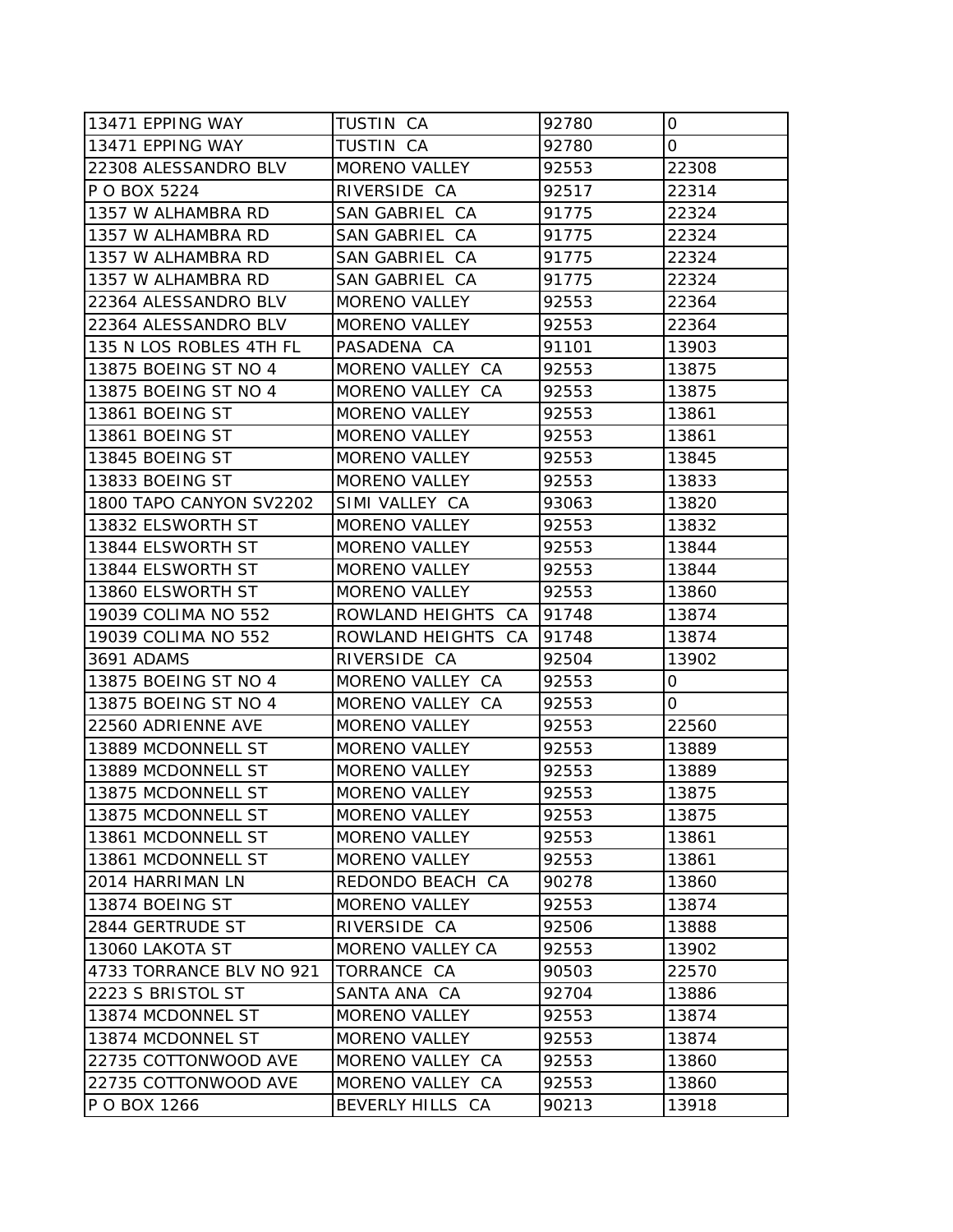| 13471 EPPING WAY | TUSTIN CA | 92780 | 0 |
|---|---|---|---|
| 13471 EPPING WAY | TUSTIN CA | 92780 | 0 |
| 22308 ALESSANDRO BLV | MORENO VALLEY | 92553 | 22308 |
| P O BOX 5224 | RIVERSIDE CA | 92517 | 22314 |
| 1357 W ALHAMBRA RD | SAN GABRIEL CA | 91775 | 22324 |
| 1357 W ALHAMBRA RD | SAN GABRIEL CA | 91775 | 22324 |
| 1357 W ALHAMBRA RD | SAN GABRIEL CA | 91775 | 22324 |
| 1357 W ALHAMBRA RD | SAN GABRIEL CA | 91775 | 22324 |
| 22364 ALESSANDRO BLV | MORENO VALLEY | 92553 | 22364 |
| 22364 ALESSANDRO BLV | MORENO VALLEY | 92553 | 22364 |
| 135 N LOS ROBLES 4TH FL | PASADENA CA | 91101 | 13903 |
| 13875 BOEING ST NO 4 | MORENO VALLEY CA | 92553 | 13875 |
| 13875 BOEING ST NO 4 | MORENO VALLEY CA | 92553 | 13875 |
| 13861 BOEING ST | MORENO VALLEY | 92553 | 13861 |
| 13861 BOEING ST | MORENO VALLEY | 92553 | 13861 |
| 13845 BOEING ST | MORENO VALLEY | 92553 | 13845 |
| 13833 BOEING ST | MORENO VALLEY | 92553 | 13833 |
| 1800 TAPO CANYON SV2202 | SIMI VALLEY CA | 93063 | 13820 |
| 13832 ELSWORTH ST | MORENO VALLEY | 92553 | 13832 |
| 13844 ELSWORTH ST | MORENO VALLEY | 92553 | 13844 |
| 13844 ELSWORTH ST | MORENO VALLEY | 92553 | 13844 |
| 13860 ELSWORTH ST | MORENO VALLEY | 92553 | 13860 |
| 19039 COLIMA NO 552 | ROWLAND HEIGHTS CA | 91748 | 13874 |
| 19039 COLIMA NO 552 | ROWLAND HEIGHTS CA | 91748 | 13874 |
| 3691 ADAMS | RIVERSIDE CA | 92504 | 13902 |
| 13875 BOEING ST NO 4 | MORENO VALLEY CA | 92553 | 0 |
| 13875 BOEING ST NO 4 | MORENO VALLEY CA | 92553 | 0 |
| 22560 ADRIENNE AVE | MORENO VALLEY | 92553 | 22560 |
| 13889 MCDONNELL ST | MORENO VALLEY | 92553 | 13889 |
| 13889 MCDONNELL ST | MORENO VALLEY | 92553 | 13889 |
| 13875 MCDONNELL ST | MORENO VALLEY | 92553 | 13875 |
| 13875 MCDONNELL ST | MORENO VALLEY | 92553 | 13875 |
| 13861 MCDONNELL ST | MORENO VALLEY | 92553 | 13861 |
| 13861 MCDONNELL ST | MORENO VALLEY | 92553 | 13861 |
| 2014 HARRIMAN LN | REDONDO BEACH CA | 90278 | 13860 |
| 13874 BOEING ST | MORENO VALLEY | 92553 | 13874 |
| 2844 GERTRUDE ST | RIVERSIDE CA | 92506 | 13888 |
| 13060 LAKOTA ST | MORENO VALLEY CA | 92553 | 13902 |
| 4733 TORRANCE BLV NO 921 | TORRANCE CA | 90503 | 22570 |
| 2223 S BRISTOL ST | SANTA ANA CA | 92704 | 13886 |
| 13874 MCDONNEL ST | MORENO VALLEY | 92553 | 13874 |
| 13874 MCDONNEL ST | MORENO VALLEY | 92553 | 13874 |
| 22735 COTTONWOOD AVE | MORENO VALLEY CA | 92553 | 13860 |
| 22735 COTTONWOOD AVE | MORENO VALLEY CA | 92553 | 13860 |
| P O BOX 1266 | BEVERLY HILLS CA | 90213 | 13918 |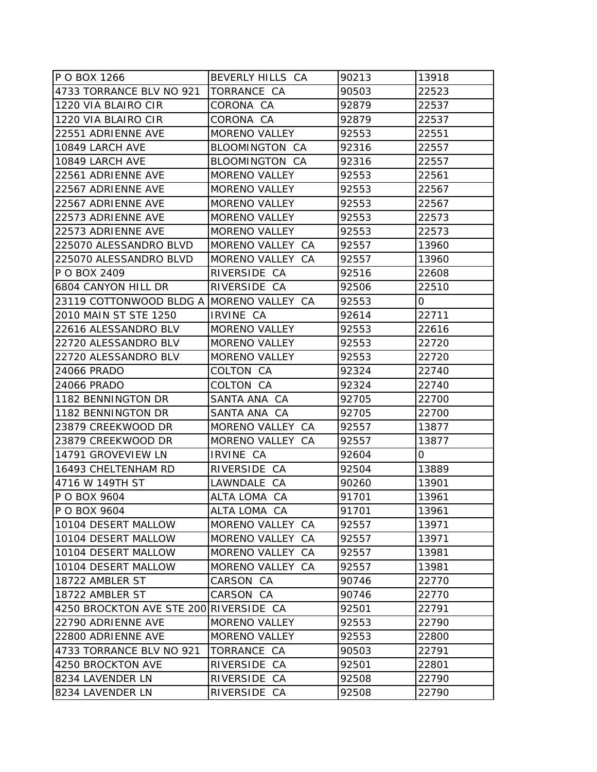| P O BOX 1266 | BEVERLY HILLS CA | 90213 | 13918 |
|---|---|---|---|
| 4733 TORRANCE BLV NO 921 | TORRANCE CA | 90503 | 22523 |
| 1220 VIA BLAIRO CIR | CORONA CA | 92879 | 22537 |
| 1220 VIA BLAIRO CIR | CORONA CA | 92879 | 22537 |
| 22551 ADRIENNE AVE | MORENO VALLEY | 92553 | 22551 |
| 10849 LARCH AVE | BLOOMINGTON CA | 92316 | 22557 |
| 10849 LARCH AVE | BLOOMINGTON CA | 92316 | 22557 |
| 22561 ADRIENNE AVE | MORENO VALLEY | 92553 | 22561 |
| 22567 ADRIENNE AVE | MORENO VALLEY | 92553 | 22567 |
| 22567 ADRIENNE AVE | MORENO VALLEY | 92553 | 22567 |
| 22573 ADRIENNE AVE | MORENO VALLEY | 92553 | 22573 |
| 22573 ADRIENNE AVE | MORENO VALLEY | 92553 | 22573 |
| 225070 ALESSANDRO BLVD | MORENO VALLEY CA | 92557 | 13960 |
| 225070 ALESSANDRO BLVD | MORENO VALLEY CA | 92557 | 13960 |
| P O BOX 2409 | RIVERSIDE CA | 92516 | 22608 |
| 6804 CANYON HILL DR | RIVERSIDE CA | 92506 | 22510 |
| 23119 COTTONWOOD BLDG A | MORENO VALLEY CA | 92553 | 0 |
| 2010 MAIN ST STE 1250 | IRVINE CA | 92614 | 22711 |
| 22616 ALESSANDRO BLV | MORENO VALLEY | 92553 | 22616 |
| 22720 ALESSANDRO BLV | MORENO VALLEY | 92553 | 22720 |
| 22720 ALESSANDRO BLV | MORENO VALLEY | 92553 | 22720 |
| 24066 PRADO | COLTON CA | 92324 | 22740 |
| 24066 PRADO | COLTON CA | 92324 | 22740 |
| 1182 BENNINGTON DR | SANTA ANA CA | 92705 | 22700 |
| 1182 BENNINGTON DR | SANTA ANA CA | 92705 | 22700 |
| 23879 CREEKWOOD DR | MORENO VALLEY CA | 92557 | 13877 |
| 23879 CREEKWOOD DR | MORENO VALLEY CA | 92557 | 13877 |
| 14791 GROVEVIEW LN | IRVINE CA | 92604 | 0 |
| 16493 CHELTENHAM RD | RIVERSIDE CA | 92504 | 13889 |
| 4716 W 149TH ST | LAWNDALE CA | 90260 | 13901 |
| P O BOX 9604 | ALTA LOMA CA | 91701 | 13961 |
| P O BOX 9604 | ALTA LOMA CA | 91701 | 13961 |
| 10104 DESERT MALLOW | MORENO VALLEY CA | 92557 | 13971 |
| 10104 DESERT MALLOW | MORENO VALLEY CA | 92557 | 13971 |
| 10104 DESERT MALLOW | MORENO VALLEY CA | 92557 | 13981 |
| 10104 DESERT MALLOW | MORENO VALLEY CA | 92557 | 13981 |
| 18722 AMBLER ST | CARSON CA | 90746 | 22770 |
| 18722 AMBLER ST | CARSON CA | 90746 | 22770 |
| 4250 BROCKTON AVE STE 200 | RIVERSIDE CA | 92501 | 22791 |
| 22790 ADRIENNE AVE | MORENO VALLEY | 92553 | 22790 |
| 22800 ADRIENNE AVE | MORENO VALLEY | 92553 | 22800 |
| 4733 TORRANCE BLV NO 921 | TORRANCE CA | 90503 | 22791 |
| 4250 BROCKTON AVE | RIVERSIDE CA | 92501 | 22801 |
| 8234 LAVENDER LN | RIVERSIDE CA | 92508 | 22790 |
| 8234 LAVENDER LN | RIVERSIDE CA | 92508 | 22790 |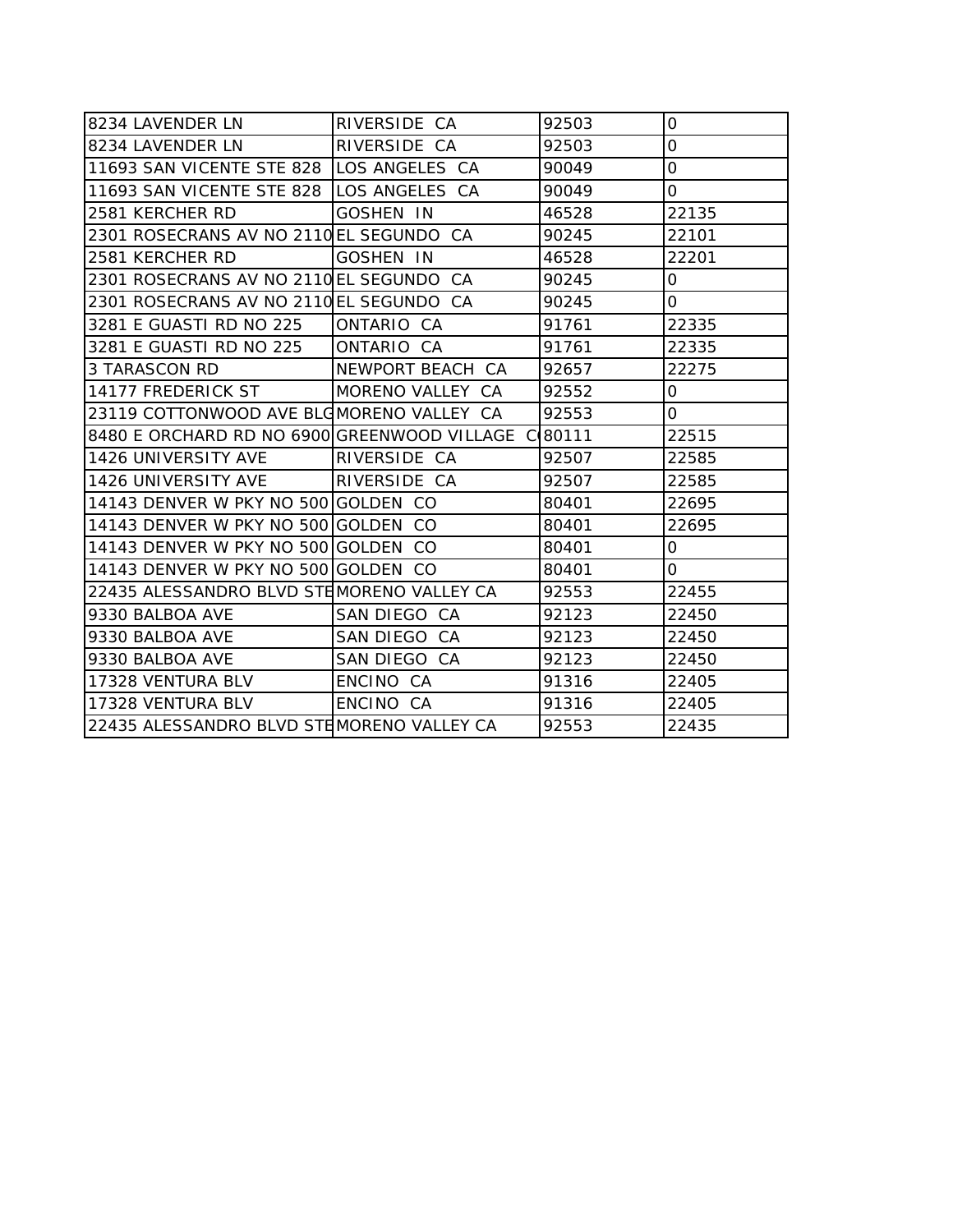| | | | |
|---|---|---|---|
| 8234 LAVENDER LN | RIVERSIDE CA | 92503 | 0 |
| 8234 LAVENDER LN | RIVERSIDE CA | 92503 | 0 |
| 11693 SAN VICENTE STE 828 | LOS ANGELES CA | 90049 | 0 |
| 11693 SAN VICENTE STE 828 | LOS ANGELES CA | 90049 | 0 |
| 2581 KERCHER RD | GOSHEN IN | 46528 | 22135 |
| 2301 ROSECRANS AV NO 2110 | EL SEGUNDO CA | 90245 | 22101 |
| 2581 KERCHER RD | GOSHEN IN | 46528 | 22201 |
| 2301 ROSECRANS AV NO 2110 | EL SEGUNDO CA | 90245 | 0 |
| 2301 ROSECRANS AV NO 2110 | EL SEGUNDO CA | 90245 | 0 |
| 3281 E GUASTI RD NO 225 | ONTARIO CA | 91761 | 22335 |
| 3281 E GUASTI RD NO 225 | ONTARIO CA | 91761 | 22335 |
| 3 TARASCON RD | NEWPORT BEACH CA | 92657 | 22275 |
| 14177 FREDERICK ST | MORENO VALLEY CA | 92552 | 0 |
| 23119 COTTONWOOD AVE BLG | MORENO VALLEY CA | 92553 | 0 |
| 8480 E ORCHARD RD NO 6900 | GREENWOOD VILLAGE C | 80111 | 22515 |
| 1426 UNIVERSITY AVE | RIVERSIDE CA | 92507 | 22585 |
| 1426 UNIVERSITY AVE | RIVERSIDE CA | 92507 | 22585 |
| 14143 DENVER W PKY NO 500 | GOLDEN CO | 80401 | 22695 |
| 14143 DENVER W PKY NO 500 | GOLDEN CO | 80401 | 22695 |
| 14143 DENVER W PKY NO 500 | GOLDEN CO | 80401 | 0 |
| 14143 DENVER W PKY NO 500 | GOLDEN CO | 80401 | 0 |
| 22435 ALESSANDRO BLVD STE | MORENO VALLEY CA | 92553 | 22455 |
| 9330 BALBOA AVE | SAN DIEGO CA | 92123 | 22450 |
| 9330 BALBOA AVE | SAN DIEGO CA | 92123 | 22450 |
| 9330 BALBOA AVE | SAN DIEGO CA | 92123 | 22450 |
| 17328 VENTURA BLV | ENCINO CA | 91316 | 22405 |
| 17328 VENTURA BLV | ENCINO CA | 91316 | 22405 |
| 22435 ALESSANDRO BLVD STE | MORENO VALLEY CA | 92553 | 22435 |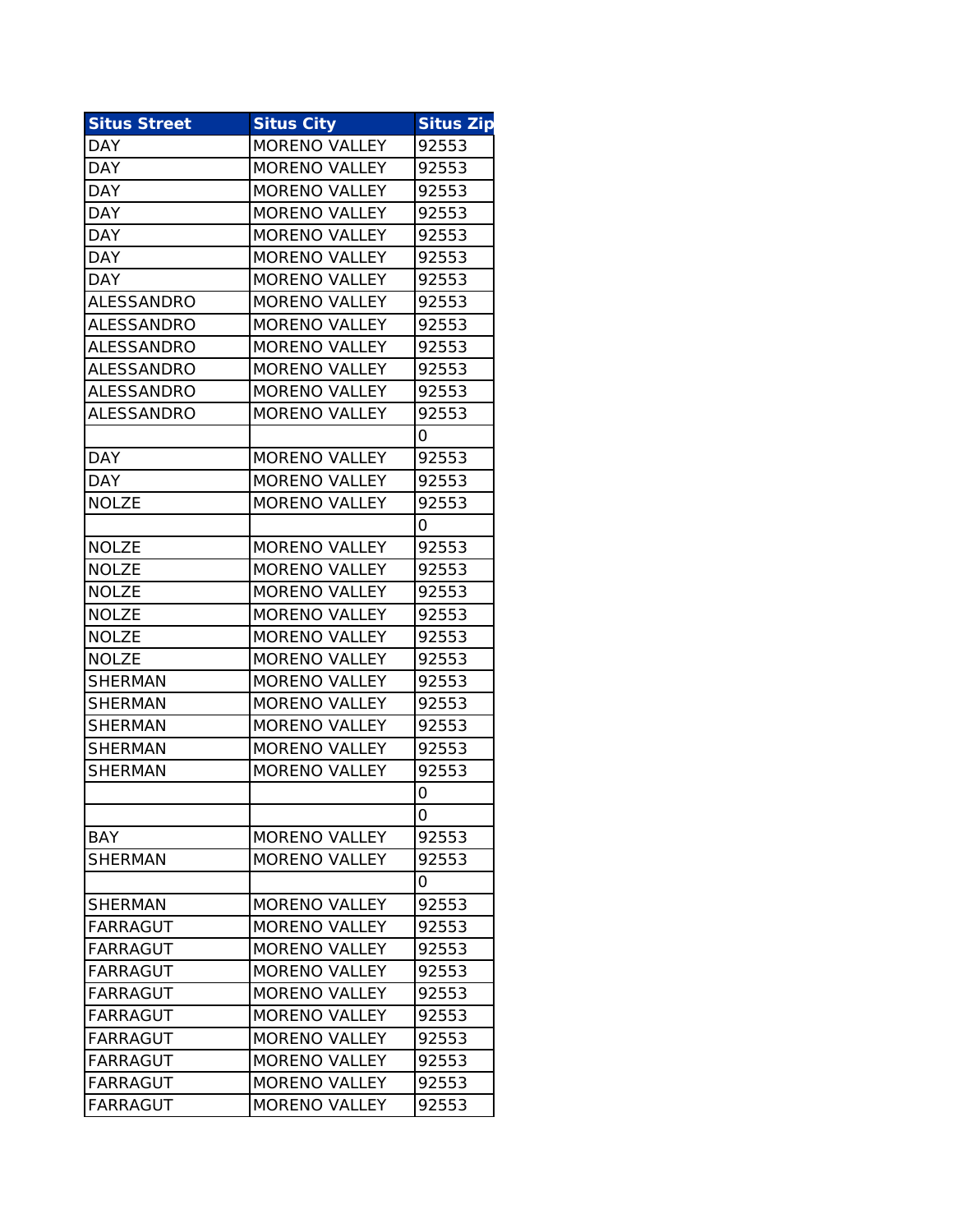| Situs Street | Situs City | Situs Zip |
|---|---|---|
| DAY | MORENO VALLEY | 92553 |
| DAY | MORENO VALLEY | 92553 |
| DAY | MORENO VALLEY | 92553 |
| DAY | MORENO VALLEY | 92553 |
| DAY | MORENO VALLEY | 92553 |
| DAY | MORENO VALLEY | 92553 |
| DAY | MORENO VALLEY | 92553 |
| ALESSANDRO | MORENO VALLEY | 92553 |
| ALESSANDRO | MORENO VALLEY | 92553 |
| ALESSANDRO | MORENO VALLEY | 92553 |
| ALESSANDRO | MORENO VALLEY | 92553 |
| ALESSANDRO | MORENO VALLEY | 92553 |
| ALESSANDRO | MORENO VALLEY | 92553 |
| | | 0 |
| DAY | MORENO VALLEY | 92553 |
| DAY | MORENO VALLEY | 92553 |
| NOLZE | MORENO VALLEY | 92553 |
| | | 0 |
| NOLZE | MORENO VALLEY | 92553 |
| NOLZE | MORENO VALLEY | 92553 |
| NOLZE | MORENO VALLEY | 92553 |
| NOLZE | MORENO VALLEY | 92553 |
| NOLZE | MORENO VALLEY | 92553 |
| NOLZE | MORENO VALLEY | 92553 |
| SHERMAN | MORENO VALLEY | 92553 |
| SHERMAN | MORENO VALLEY | 92553 |
| SHERMAN | MORENO VALLEY | 92553 |
| SHERMAN | MORENO VALLEY | 92553 |
| SHERMAN | MORENO VALLEY | 92553 |
| | | 0 |
| | | 0 |
| BAY | MORENO VALLEY | 92553 |
| SHERMAN | MORENO VALLEY | 92553 |
| | | 0 |
| SHERMAN | MORENO VALLEY | 92553 |
| FARRAGUT | MORENO VALLEY | 92553 |
| FARRAGUT | MORENO VALLEY | 92553 |
| FARRAGUT | MORENO VALLEY | 92553 |
| FARRAGUT | MORENO VALLEY | 92553 |
| FARRAGUT | MORENO VALLEY | 92553 |
| FARRAGUT | MORENO VALLEY | 92553 |
| FARRAGUT | MORENO VALLEY | 92553 |
| FARRAGUT | MORENO VALLEY | 92553 |
| FARRAGUT | MORENO VALLEY | 92553 |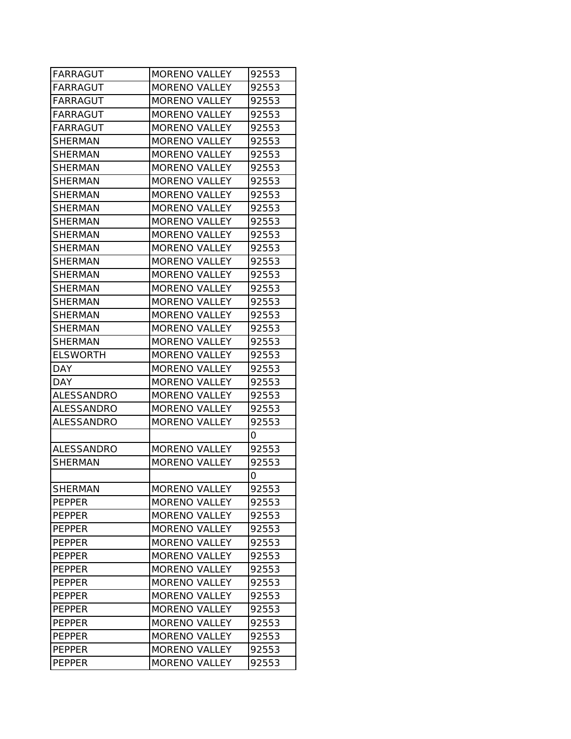| FARRAGUT | MORENO VALLEY | 92553 |
|---|---|---|
| FARRAGUT | MORENO VALLEY | 92553 |
| FARRAGUT | MORENO VALLEY | 92553 |
| FARRAGUT | MORENO VALLEY | 92553 |
| FARRAGUT | MORENO VALLEY | 92553 |
| SHERMAN | MORENO VALLEY | 92553 |
| SHERMAN | MORENO VALLEY | 92553 |
| SHERMAN | MORENO VALLEY | 92553 |
| SHERMAN | MORENO VALLEY | 92553 |
| SHERMAN | MORENO VALLEY | 92553 |
| SHERMAN | MORENO VALLEY | 92553 |
| SHERMAN | MORENO VALLEY | 92553 |
| SHERMAN | MORENO VALLEY | 92553 |
| SHERMAN | MORENO VALLEY | 92553 |
| SHERMAN | MORENO VALLEY | 92553 |
| SHERMAN | MORENO VALLEY | 92553 |
| SHERMAN | MORENO VALLEY | 92553 |
| SHERMAN | MORENO VALLEY | 92553 |
| SHERMAN | MORENO VALLEY | 92553 |
| SHERMAN | MORENO VALLEY | 92553 |
| SHERMAN | MORENO VALLEY | 92553 |
| ELSWORTH | MORENO VALLEY | 92553 |
| DAY | MORENO VALLEY | 92553 |
| DAY | MORENO VALLEY | 92553 |
| ALESSANDRO | MORENO VALLEY | 92553 |
| ALESSANDRO | MORENO VALLEY | 92553 |
| ALESSANDRO | MORENO VALLEY | 92553 |
| | | 0 |
| ALESSANDRO | MORENO VALLEY | 92553 |
| SHERMAN | MORENO VALLEY | 92553 |
| | | 0 |
| SHERMAN | MORENO VALLEY | 92553 |
| PEPPER | MORENO VALLEY | 92553 |
| PEPPER | MORENO VALLEY | 92553 |
| PEPPER | MORENO VALLEY | 92553 |
| PEPPER | MORENO VALLEY | 92553 |
| PEPPER | MORENO VALLEY | 92553 |
| PEPPER | MORENO VALLEY | 92553 |
| PEPPER | MORENO VALLEY | 92553 |
| PEPPER | MORENO VALLEY | 92553 |
| PEPPER | MORENO VALLEY | 92553 |
| PEPPER | MORENO VALLEY | 92553 |
| PEPPER | MORENO VALLEY | 92553 |
| PEPPER | MORENO VALLEY | 92553 |
| PEPPER | MORENO VALLEY | 92553 |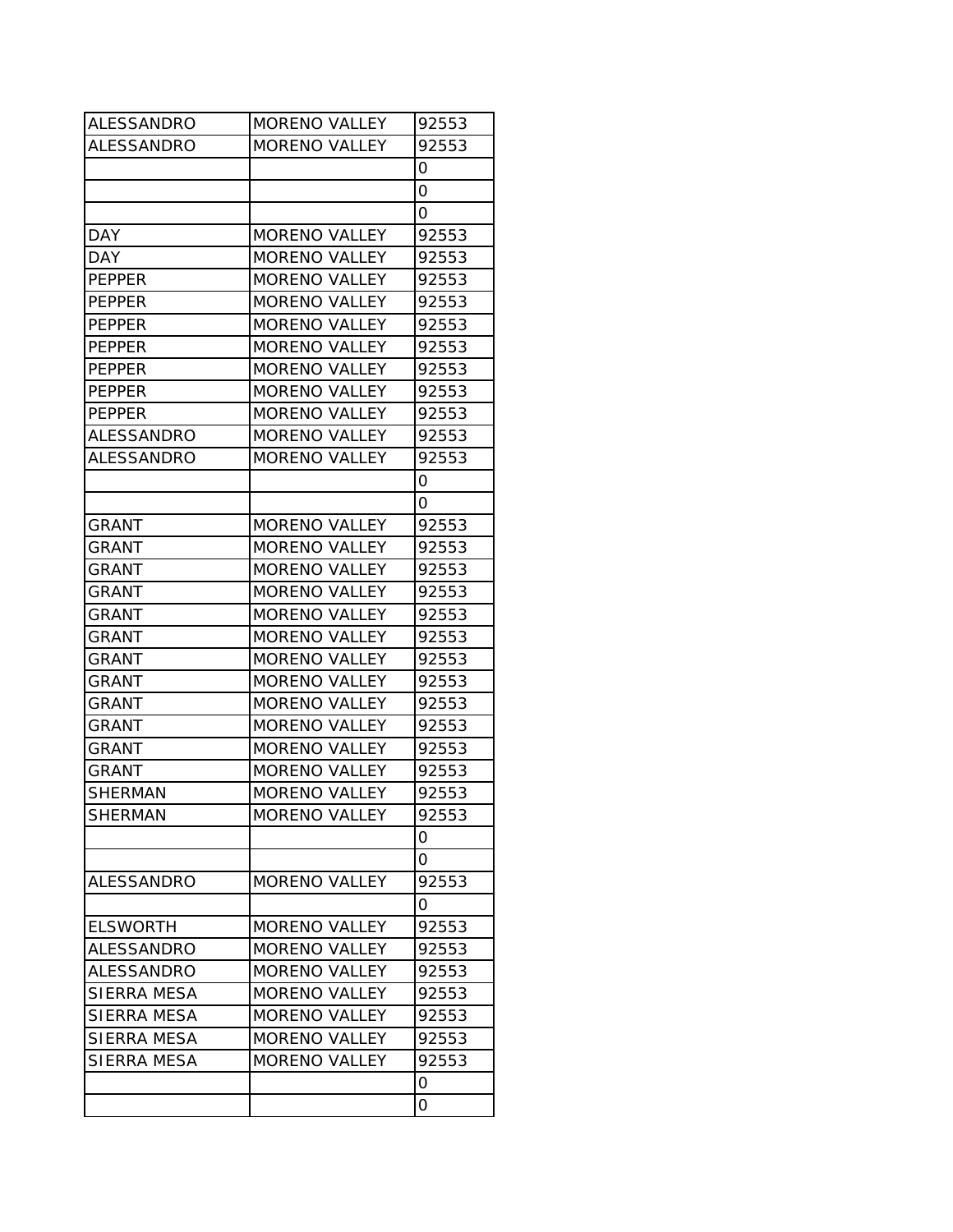| | | |
|---|---|---|
| ALESSANDRO | MORENO VALLEY | 92553 |
| ALESSANDRO | MORENO VALLEY | 92553 |
| | | 0 |
| | | 0 |
| | | 0 |
| DAY | MORENO VALLEY | 92553 |
| DAY | MORENO VALLEY | 92553 |
| PEPPER | MORENO VALLEY | 92553 |
| PEPPER | MORENO VALLEY | 92553 |
| PEPPER | MORENO VALLEY | 92553 |
| PEPPER | MORENO VALLEY | 92553 |
| PEPPER | MORENO VALLEY | 92553 |
| PEPPER | MORENO VALLEY | 92553 |
| PEPPER | MORENO VALLEY | 92553 |
| ALESSANDRO | MORENO VALLEY | 92553 |
| ALESSANDRO | MORENO VALLEY | 92553 |
| | | 0 |
| | | 0 |
| GRANT | MORENO VALLEY | 92553 |
| GRANT | MORENO VALLEY | 92553 |
| GRANT | MORENO VALLEY | 92553 |
| GRANT | MORENO VALLEY | 92553 |
| GRANT | MORENO VALLEY | 92553 |
| GRANT | MORENO VALLEY | 92553 |
| GRANT | MORENO VALLEY | 92553 |
| GRANT | MORENO VALLEY | 92553 |
| GRANT | MORENO VALLEY | 92553 |
| GRANT | MORENO VALLEY | 92553 |
| GRANT | MORENO VALLEY | 92553 |
| GRANT | MORENO VALLEY | 92553 |
| SHERMAN | MORENO VALLEY | 92553 |
| SHERMAN | MORENO VALLEY | 92553 |
| | | 0 |
| | | 0 |
| ALESSANDRO | MORENO VALLEY | 92553 |
| | | 0 |
| ELSWORTH | MORENO VALLEY | 92553 |
| ALESSANDRO | MORENO VALLEY | 92553 |
| ALESSANDRO | MORENO VALLEY | 92553 |
| SIERRA MESA | MORENO VALLEY | 92553 |
| SIERRA MESA | MORENO VALLEY | 92553 |
| SIERRA MESA | MORENO VALLEY | 92553 |
| SIERRA MESA | MORENO VALLEY | 92553 |
| | | 0 |
| | | 0 |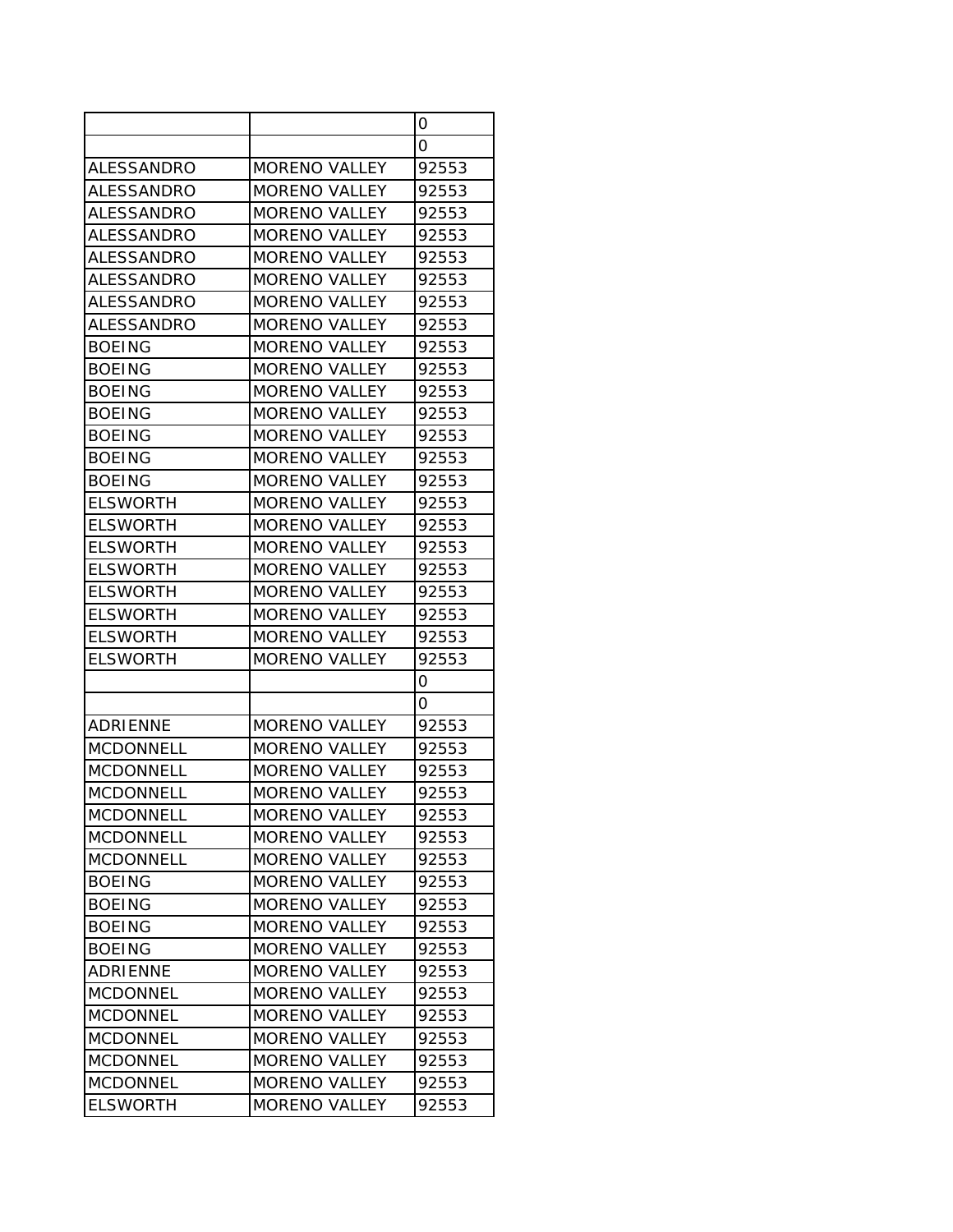| | | |
|---|---|---|
| | | 0 |
| | | 0 |
| ALESSANDRO | MORENO VALLEY | 92553 |
| ALESSANDRO | MORENO VALLEY | 92553 |
| ALESSANDRO | MORENO VALLEY | 92553 |
| ALESSANDRO | MORENO VALLEY | 92553 |
| ALESSANDRO | MORENO VALLEY | 92553 |
| ALESSANDRO | MORENO VALLEY | 92553 |
| ALESSANDRO | MORENO VALLEY | 92553 |
| ALESSANDRO | MORENO VALLEY | 92553 |
| BOEING | MORENO VALLEY | 92553 |
| BOEING | MORENO VALLEY | 92553 |
| BOEING | MORENO VALLEY | 92553 |
| BOEING | MORENO VALLEY | 92553 |
| BOEING | MORENO VALLEY | 92553 |
| BOEING | MORENO VALLEY | 92553 |
| BOEING | MORENO VALLEY | 92553 |
| ELSWORTH | MORENO VALLEY | 92553 |
| ELSWORTH | MORENO VALLEY | 92553 |
| ELSWORTH | MORENO VALLEY | 92553 |
| ELSWORTH | MORENO VALLEY | 92553 |
| ELSWORTH | MORENO VALLEY | 92553 |
| ELSWORTH | MORENO VALLEY | 92553 |
| ELSWORTH | MORENO VALLEY | 92553 |
| ELSWORTH | MORENO VALLEY | 92553 |
| | | 0 |
| | | 0 |
| ADRIENNE | MORENO VALLEY | 92553 |
| MCDONNELL | MORENO VALLEY | 92553 |
| MCDONNELL | MORENO VALLEY | 92553 |
| MCDONNELL | MORENO VALLEY | 92553 |
| MCDONNELL | MORENO VALLEY | 92553 |
| MCDONNELL | MORENO VALLEY | 92553 |
| MCDONNELL | MORENO VALLEY | 92553 |
| BOEING | MORENO VALLEY | 92553 |
| BOEING | MORENO VALLEY | 92553 |
| BOEING | MORENO VALLEY | 92553 |
| BOEING | MORENO VALLEY | 92553 |
| ADRIENNE | MORENO VALLEY | 92553 |
| MCDONNEL | MORENO VALLEY | 92553 |
| MCDONNEL | MORENO VALLEY | 92553 |
| MCDONNEL | MORENO VALLEY | 92553 |
| MCDONNEL | MORENO VALLEY | 92553 |
| MCDONNEL | MORENO VALLEY | 92553 |
| ELSWORTH | MORENO VALLEY | 92553 |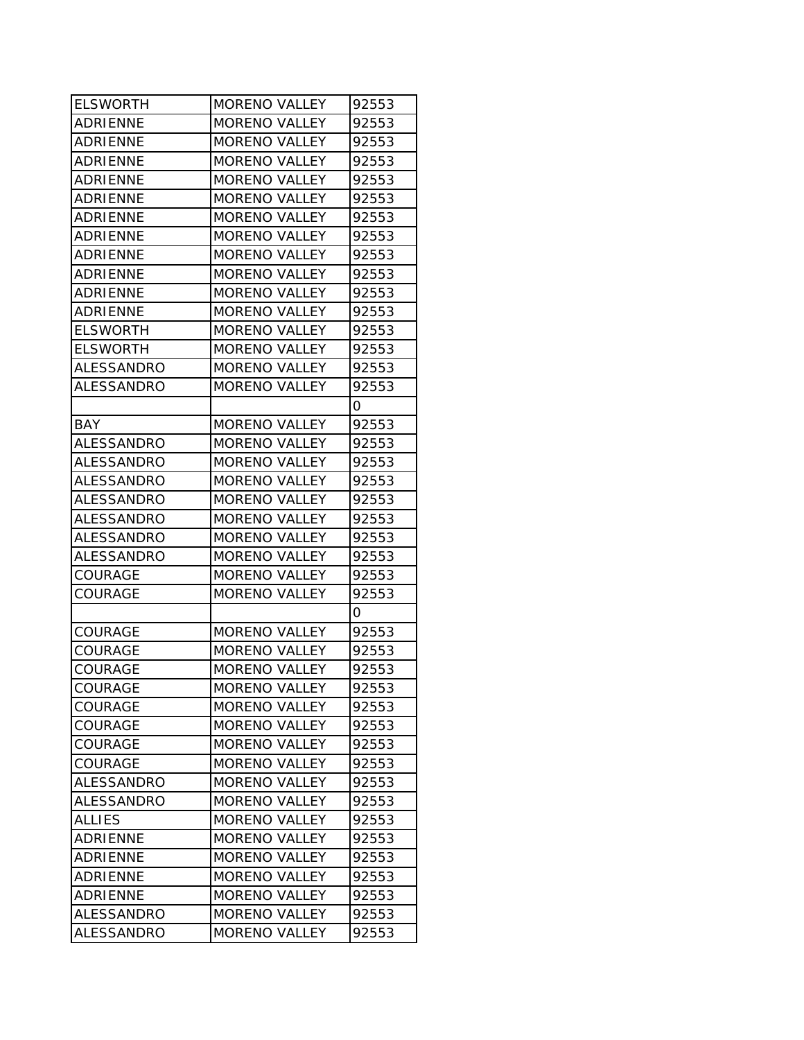| ELSWORTH | MORENO VALLEY | 92553 |
| --- | --- | --- |
| ADRIENNE | MORENO VALLEY | 92553 |
| ADRIENNE | MORENO VALLEY | 92553 |
| ADRIENNE | MORENO VALLEY | 92553 |
| ADRIENNE | MORENO VALLEY | 92553 |
| ADRIENNE | MORENO VALLEY | 92553 |
| ADRIENNE | MORENO VALLEY | 92553 |
| ADRIENNE | MORENO VALLEY | 92553 |
| ADRIENNE | MORENO VALLEY | 92553 |
| ADRIENNE | MORENO VALLEY | 92553 |
| ADRIENNE | MORENO VALLEY | 92553 |
| ADRIENNE | MORENO VALLEY | 92553 |
| ELSWORTH | MORENO VALLEY | 92553 |
| ELSWORTH | MORENO VALLEY | 92553 |
| ALESSANDRO | MORENO VALLEY | 92553 |
| ALESSANDRO | MORENO VALLEY | 92553 |
| | | 0 |
| BAY | MORENO VALLEY | 92553 |
| ALESSANDRO | MORENO VALLEY | 92553 |
| ALESSANDRO | MORENO VALLEY | 92553 |
| ALESSANDRO | MORENO VALLEY | 92553 |
| ALESSANDRO | MORENO VALLEY | 92553 |
| ALESSANDRO | MORENO VALLEY | 92553 |
| ALESSANDRO | MORENO VALLEY | 92553 |
| ALESSANDRO | MORENO VALLEY | 92553 |
| COURAGE | MORENO VALLEY | 92553 |
| COURAGE | MORENO VALLEY | 92553 |
| | | 0 |
| COURAGE | MORENO VALLEY | 92553 |
| COURAGE | MORENO VALLEY | 92553 |
| COURAGE | MORENO VALLEY | 92553 |
| COURAGE | MORENO VALLEY | 92553 |
| COURAGE | MORENO VALLEY | 92553 |
| COURAGE | MORENO VALLEY | 92553 |
| COURAGE | MORENO VALLEY | 92553 |
| COURAGE | MORENO VALLEY | 92553 |
| ALESSANDRO | MORENO VALLEY | 92553 |
| ALESSANDRO | MORENO VALLEY | 92553 |
| ALLIES | MORENO VALLEY | 92553 |
| ADRIENNE | MORENO VALLEY | 92553 |
| ADRIENNE | MORENO VALLEY | 92553 |
| ADRIENNE | MORENO VALLEY | 92553 |
| ADRIENNE | MORENO VALLEY | 92553 |
| ALESSANDRO | MORENO VALLEY | 92553 |
| ALESSANDRO | MORENO VALLEY | 92553 |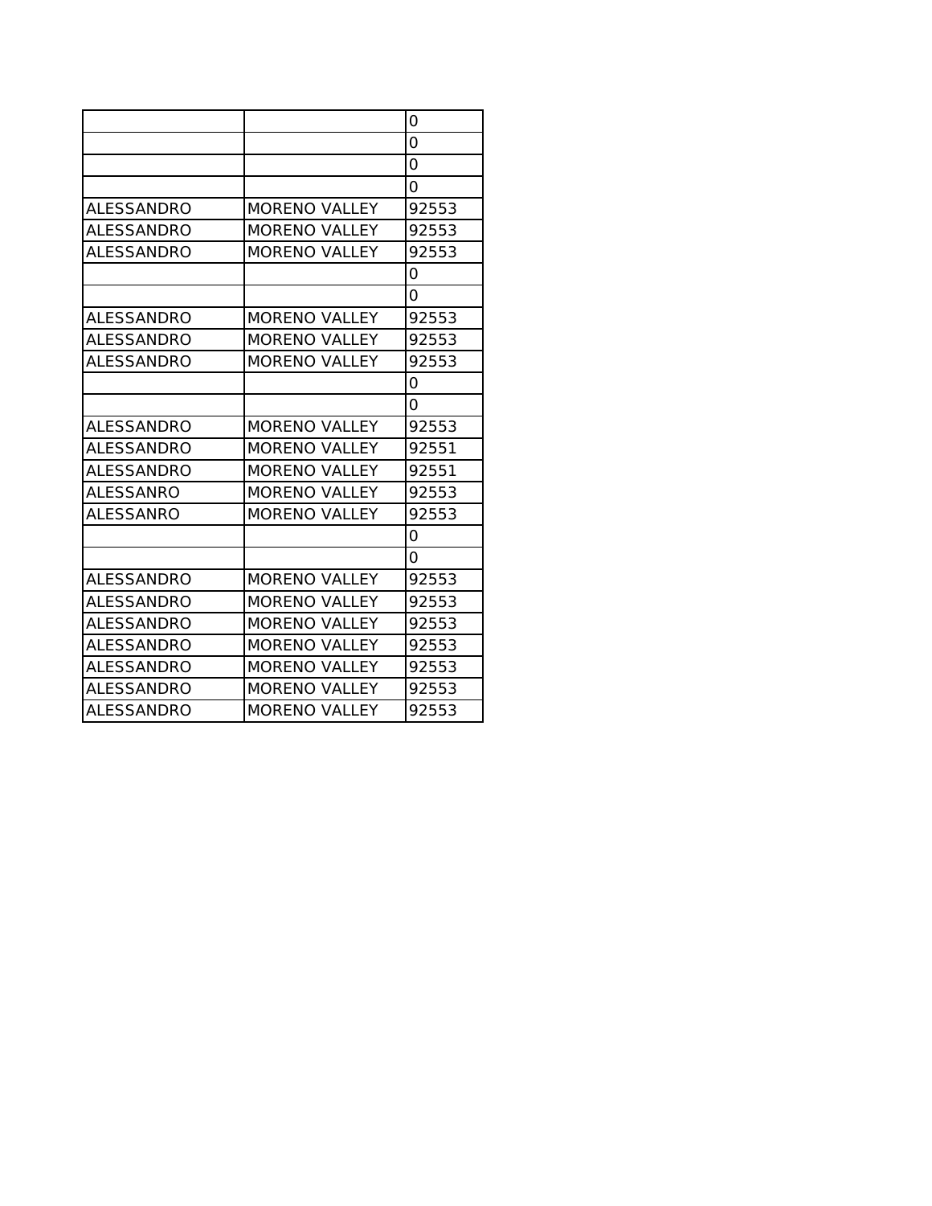| | | |
|---|---|---|
| | | 0 |
| | | 0 |
| | | 0 |
| | | 0 |
| ALESSANDRO | MORENO VALLEY | 92553 |
| ALESSANDRO | MORENO VALLEY | 92553 |
| ALESSANDRO | MORENO VALLEY | 92553 |
| | | 0 |
| | | 0 |
| ALESSANDRO | MORENO VALLEY | 92553 |
| ALESSANDRO | MORENO VALLEY | 92553 |
| ALESSANDRO | MORENO VALLEY | 92553 |
| | | 0 |
| | | 0 |
| ALESSANDRO | MORENO VALLEY | 92553 |
| ALESSANDRO | MORENO VALLEY | 92551 |
| ALESSANDRO | MORENO VALLEY | 92551 |
| ALESSANRO | MORENO VALLEY | 92553 |
| ALESSANRO | MORENO VALLEY | 92553 |
| | | 0 |
| | | 0 |
| ALESSANDRO | MORENO VALLEY | 92553 |
| ALESSANDRO | MORENO VALLEY | 92553 |
| ALESSANDRO | MORENO VALLEY | 92553 |
| ALESSANDRO | MORENO VALLEY | 92553 |
| ALESSANDRO | MORENO VALLEY | 92553 |
| ALESSANDRO | MORENO VALLEY | 92553 |
| ALESSANDRO | MORENO VALLEY | 92553 |